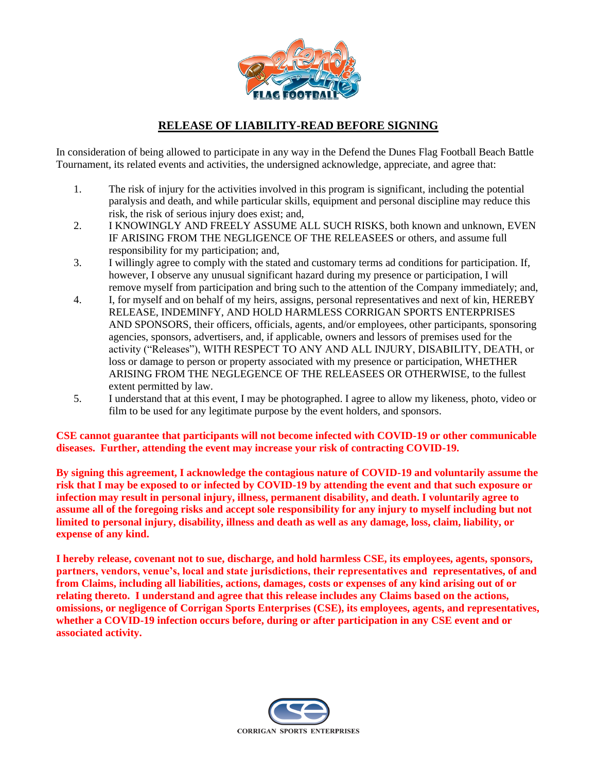## RELEASE OF LIABILITY-READ BEFORE SIGNING

In consideration of being allowed to participate in any way in the Defend the Dunes Flag Football Beach Battle Tournament, its related events and activities, the undersigned acknowledge, appreciate, and agree that:

1. The risk of injury for the activities involved in this program is significant, including the potential paralysis and death, and while particular skills, equipment and personal discipline may reduce this risk, the risk of serious injury does exist; and,
2. I KNOWINGLY AND FREELY ASSUME ALL SUCH RISKS, both known and unknown, EVEN IF ARISING FROM THE NEGLIGENCE OF THE RELEASEES or others, and assume full responsibility for my participation; and,
3. I willingly agree to comply with the stated and customary terms ad conditions for participation. If, however, I observe any unusual significant hazard during my presence or participation, I will remove myself from participation and bring such to the attention of the Company immediately; and,
4. I, for myself and on behalf of my heirs, assigns, personal representatives and next of kin, HEREBY RELEASE, INDEMINFY, AND HOLD HARMLESS CORRIGAN SPORTS ENTERPRISES AND SPONSORS, their officers, officials, agents, and/or employees, other participants, sponsoring agencies, sponsors, advertisers, and, if applicable, owners and lessors of premises used for the activity ("Releases"), WITH RESPECT TO ANY AND ALL INJURY, DISABILITY, DEATH, or loss or damage to person or property associated with my presence or participation, WHETHER ARISING FROM THE NEGLEGENCE OF THE RELEASEES OR OTHERWISE, to the fullest extent permitted by law.
5. I understand that at this event, I may be photographed. I agree to allow my likeness, photo, video or film to be used for any legitimate purpose by the event holders, and sponsors.

**CSE cannot guarantee that participants will not become infected with COVID-19 or other communicable diseases. Further, attending the event may increase your risk of contracting COVID-19.**

**By signing this agreement, I acknowledge the contagious nature of COVID-19 and voluntarily assume the risk that I may be exposed to or infected by COVID-19 by attending the event and that such exposure or infection may result in personal injury, illness, permanent disability, and death. I voluntarily agree to assume all of the foregoing risks and accept sole responsibility for any injury to myself including but not limited to personal injury, disability, illness and death as well as any damage, loss, claim, liability, or expense of any kind.**

**I hereby release, covenant not to sue, discharge, and hold harmless CSE, its employees, agents, sponsors, partners, vendors, venue's, local and state jurisdictions, their representatives and representatives, of and from Claims, including all liabilities, actions, damages, costs or expenses of any kind arising out of or relating thereto. I understand and agree that this release includes any Claims based on the actions, omissions, or negligence of Corrigan Sports Enterprises (CSE), its employees, agents, and representatives, whether a COVID-19 infection occurs before, during or after participation in any CSE event and or associated activity.**

CORRIGAN SPORTS ENTERPRISES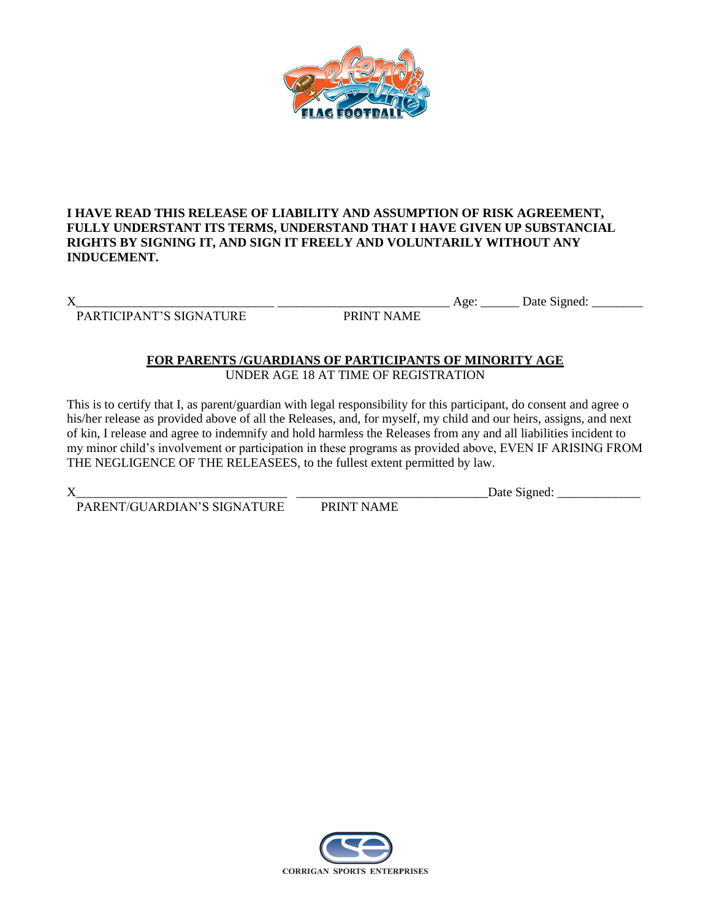**I HAVE READ THIS RELEASE OF LIABILITY AND ASSUMPTION OF RISK AGREEMENT, FULLY UNDERSTANT ITS TERMS, UNDERSTAND THAT I HAVE GIVEN UP SUBSTANCIAL RIGHTS BY SIGNING IT, AND SIGN IT FREELY AND VOLUNTARILY WITHOUT ANY INDUCEMENT.**

X______________________________ __________________________ Age: ______ Date Signed: ________

PARTICIPANT'S SIGNATURE PRINT NAME

**FOR PARENTS /GUARDIANS OF PARTICIPANTS OF MINORITY AGE**

UNDER AGE 18 AT TIME OF REGISTRATION

This is to certify that I, as parent/guardian with legal responsibility for this participant, do consent and agree o his/her release as provided above of all the Releases, and, for myself, my child and our heirs, assigns, and next of kin, I release and agree to indemnify and hold harmless the Releases from any and all liabilities incident to my minor child's involvement or participation in these programs as provided above, EVEN IF ARISING FROM THE NEGLIGENCE OF THE RELEASEES, to the fullest extent permitted by law.

X_________________________________ _____________________________Date Signed: _____________

PARENT/GUARDIAN'S SIGNATURE PRINT NAME

CORRIGAN SPORTS ENTERPRISES